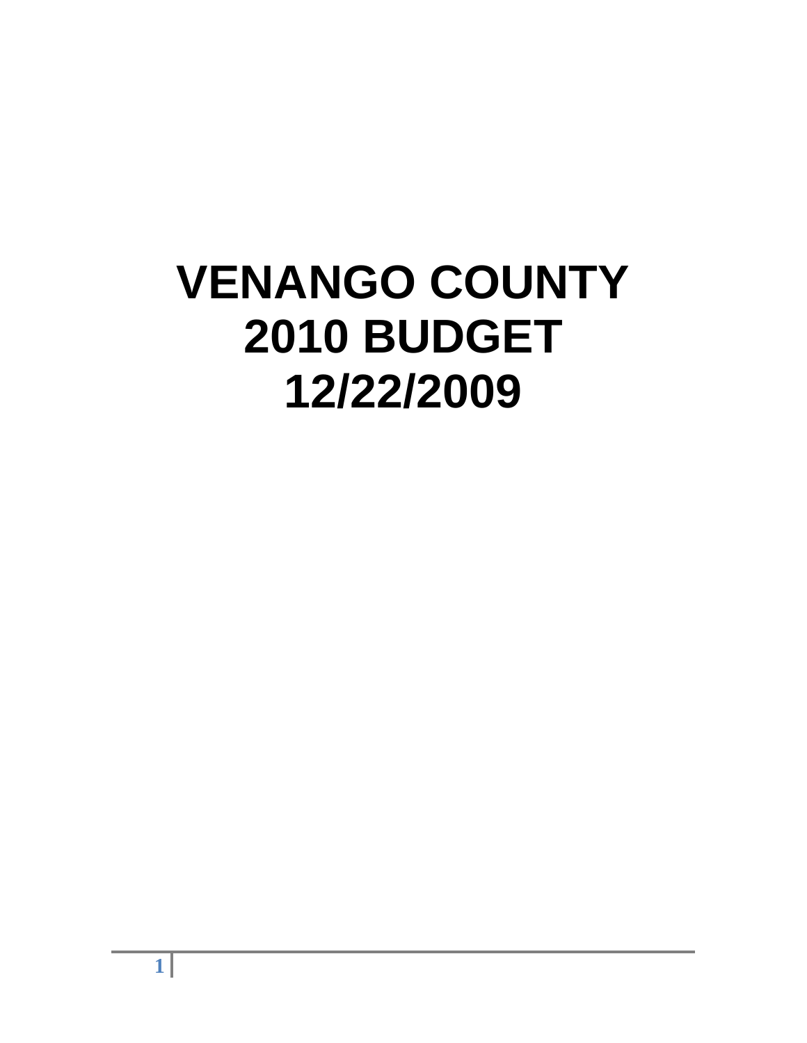# VENANGO COUNTY
# 2010 BUDGET
# 12/22/2009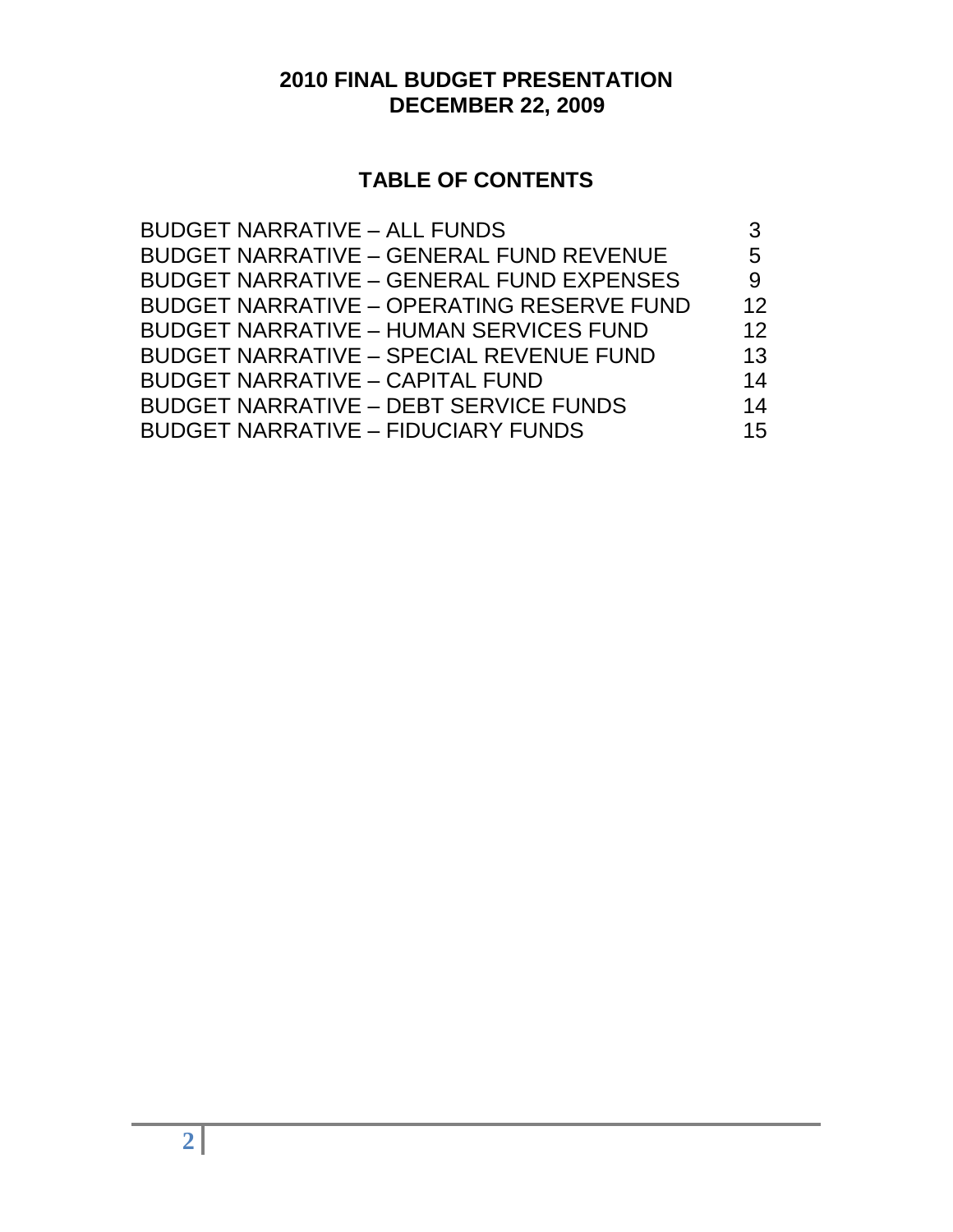# 2010 FINAL BUDGET PRESENTATION
# DECEMBER 22, 2009

## TABLE OF CONTENTS

| | |
|---|---|
| BUDGET NARRATIVE – ALL FUNDS | 3 |
| BUDGET NARRATIVE – GENERAL FUND REVENUE | 5 |
| BUDGET NARRATIVE – GENERAL FUND EXPENSES | 9 |
| BUDGET NARRATIVE – OPERATING RESERVE FUND | 12 |
| BUDGET NARRATIVE – HUMAN SERVICES FUND | 12 |
| BUDGET NARRATIVE – SPECIAL REVENUE FUND | 13 |
| BUDGET NARRATIVE – CAPITAL FUND | 14 |
| BUDGET NARRATIVE – DEBT SERVICE FUNDS | 14 |
| BUDGET NARRATIVE – FIDUCIARY FUNDS | 15 |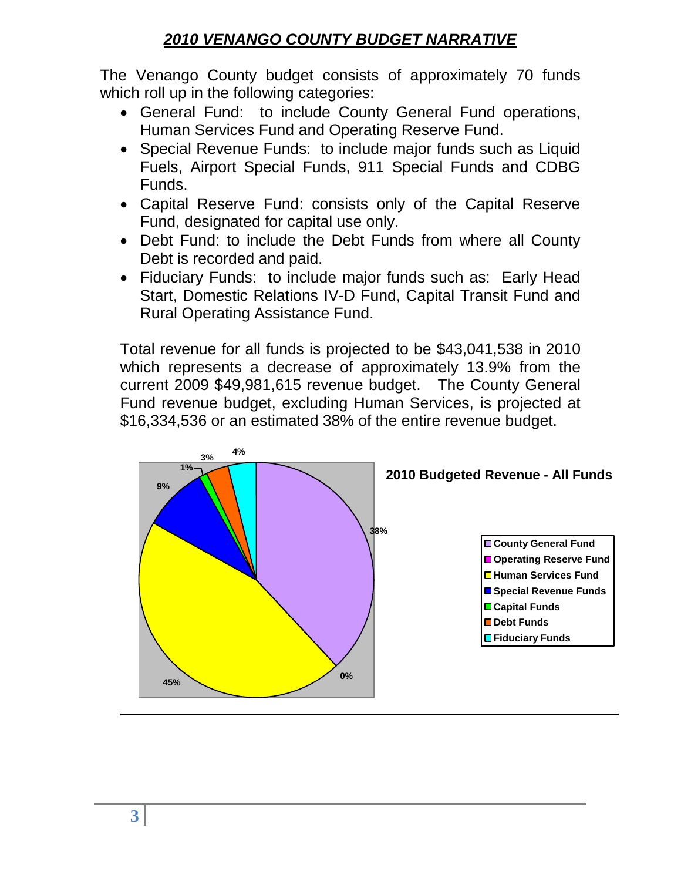# *2010 VENANGO COUNTY BUDGET NARRATIVE*

The Venango County budget consists of approximately 70 funds which roll up in the following categories:

- General Fund: to include County General Fund operations, Human Services Fund and Operating Reserve Fund.
- Special Revenue Funds: to include major funds such as Liquid Fuels, Airport Special Funds, 911 Special Funds and CDBG Funds.
- Capital Reserve Fund: consists only of the Capital Reserve Fund, designated for capital use only.
- Debt Fund: to include the Debt Funds from where all County Debt is recorded and paid.
- Fiduciary Funds: to include major funds such as: Early Head Start, Domestic Relations IV-D Fund, Capital Transit Fund and Rural Operating Assistance Fund.

Total revenue for all funds is projected to be $43,041,538 in 2010 which represents a decrease of approximately 13.9% from the current 2009 $49,981,615 revenue budget. The County General Fund revenue budget, excluding Human Services, is projected at $16,334,536 or an estimated 38% of the entire revenue budget.

**2010 Budgeted Revenue - All Funds**

| Fund | Percent |
|---|---|
| County General Fund | 38% |
| Operating Reserve Fund | 0% |
| Human Services Fund | 45% |
| Special Revenue Funds | 9% |
| Capital Funds | 1% |
| Debt Funds | 3% |
| Fiduciary Funds | 4% |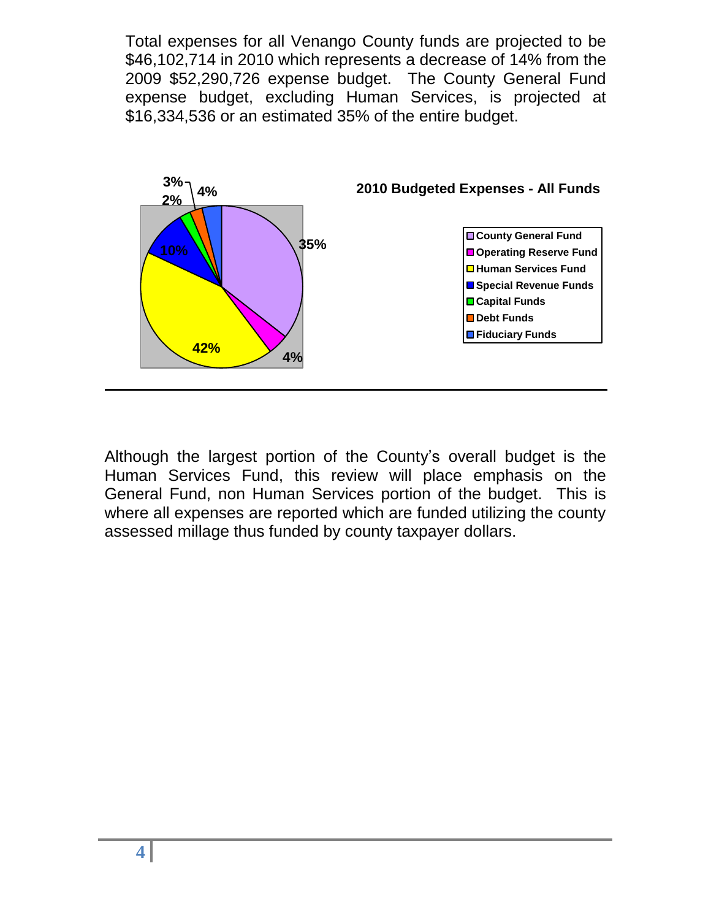Total expenses for all Venango County funds are projected to be $46,102,714 in 2010 which represents a decrease of 14% from the 2009 $52,290,726 expense budget. The County General Fund expense budget, excluding Human Services, is projected at $16,334,536 or an estimated 35% of the entire budget.

**2010 Budgeted Expenses - All Funds**

| Fund | Percentage |
|---|---|
| County General Fund | 35% |
| Operating Reserve Fund | 4% |
| Human Services Fund | 42% |
| Special Revenue Funds | 10% |
| Capital Funds | 2% |
| Debt Funds | 3% |
| Fiduciary Funds | 4% |

---

Although the largest portion of the County's overall budget is the Human Services Fund, this review will place emphasis on the General Fund, non Human Services portion of the budget. This is where all expenses are reported which are funded utilizing the county assessed millage thus funded by county taxpayer dollars.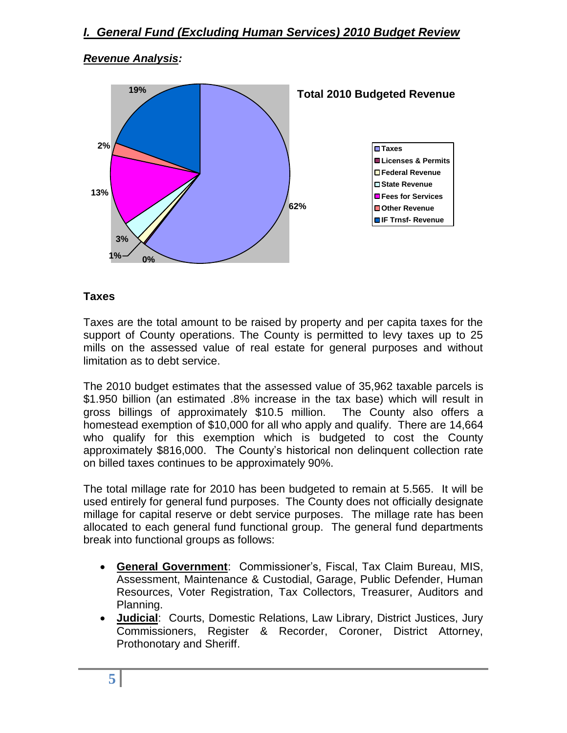## *I. General Fund (Excluding Human Services) 2010 Budget Review*

***Revenue Analysis:***

**Total 2010 Budgeted Revenue**

| Category | Percent |
|---|---|
| Taxes | 62% |
| Licenses & Permits | 0% |
| Federal Revenue | 1% |
| State Revenue | 3% |
| Fees for Services | 13% |
| Other Revenue | 2% |
| IF Trnsf- Revenue | 19% |

### Taxes

Taxes are the total amount to be raised by property and per capita taxes for the support of County operations. The County is permitted to levy taxes up to 25 mills on the assessed value of real estate for general purposes and without limitation as to debt service.

The 2010 budget estimates that the assessed value of 35,962 taxable parcels is $1.950 billion (an estimated .8% increase in the tax base) which will result in gross billings of approximately $10.5 million. The County also offers a homestead exemption of $10,000 for all who apply and qualify. There are 14,664 who qualify for this exemption which is budgeted to cost the County approximately $816,000. The County's historical non delinquent collection rate on billed taxes continues to be approximately 90%.

The total millage rate for 2010 has been budgeted to remain at 5.565. It will be used entirely for general fund purposes. The County does not officially designate millage for capital reserve or debt service purposes. The millage rate has been allocated to each general fund functional group. The general fund departments break into functional groups as follows:

- **General Government**: Commissioner's, Fiscal, Tax Claim Bureau, MIS, Assessment, Maintenance & Custodial, Garage, Public Defender, Human Resources, Voter Registration, Tax Collectors, Treasurer, Auditors and Planning.
- **Judicial**: Courts, Domestic Relations, Law Library, District Justices, Jury Commissioners, Register & Recorder, Coroner, District Attorney, Prothonotary and Sheriff.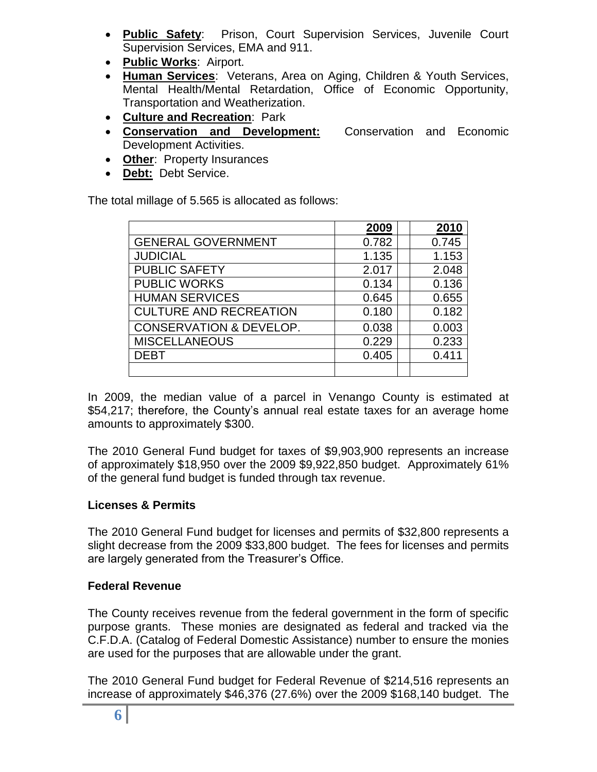- **Public Safety**: Prison, Court Supervision Services, Juvenile Court Supervision Services, EMA and 911.
- **Public Works**: Airport.
- **Human Services**: Veterans, Area on Aging, Children & Youth Services, Mental Health/Mental Retardation, Office of Economic Opportunity, Transportation and Weatherization.
- **Culture and Recreation**: Park
- **Conservation and Development:** Conservation and Economic Development Activities.
- **Other**: Property Insurances
- **Debt:** Debt Service.

The total millage of 5.565 is allocated as follows:

| | 2009 | | 2010 |
|---|---|---|---|
| GENERAL GOVERNMENT | 0.782 | | 0.745 |
| JUDICIAL | 1.135 | | 1.153 |
| PUBLIC SAFETY | 2.017 | | 2.048 |
| PUBLIC WORKS | 0.134 | | 0.136 |
| HUMAN SERVICES | 0.645 | | 0.655 |
| CULTURE AND RECREATION | 0.180 | | 0.182 |
| CONSERVATION & DEVELOP. | 0.038 | | 0.003 |
| MISCELLANEOUS | 0.229 | | 0.233 |
| DEBT | 0.405 | | 0.411 |
| | | | |

In 2009, the median value of a parcel in Venango County is estimated at $54,217; therefore, the County's annual real estate taxes for an average home amounts to approximately $300.

The 2010 General Fund budget for taxes of $9,903,900 represents an increase of approximately $18,950 over the 2009 $9,922,850 budget. Approximately 61% of the general fund budget is funded through tax revenue.

**Licenses & Permits**

The 2010 General Fund budget for licenses and permits of $32,800 represents a slight decrease from the 2009 $33,800 budget. The fees for licenses and permits are largely generated from the Treasurer's Office.

**Federal Revenue**

The County receives revenue from the federal government in the form of specific purpose grants. These monies are designated as federal and tracked via the C.F.D.A. (Catalog of Federal Domestic Assistance) number to ensure the monies are used for the purposes that are allowable under the grant.

The 2010 General Fund budget for Federal Revenue of $214,516 represents an increase of approximately $46,376 (27.6%) over the 2009 $168,140 budget. The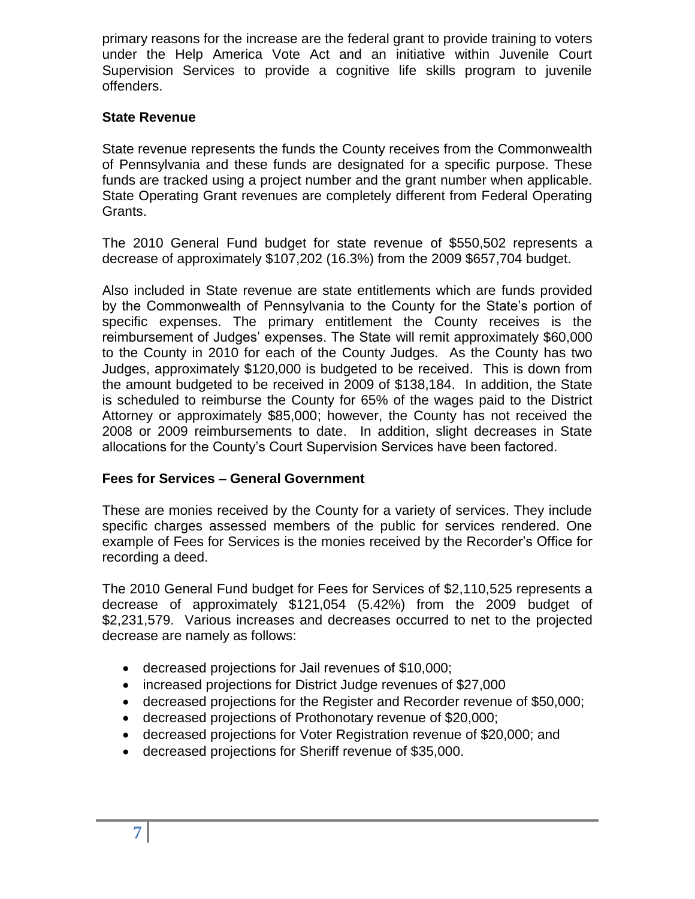primary reasons for the increase are the federal grant to provide training to voters under the Help America Vote Act and an initiative within Juvenile Court Supervision Services to provide a cognitive life skills program to juvenile offenders.

### State Revenue

State revenue represents the funds the County receives from the Commonwealth of Pennsylvania and these funds are designated for a specific purpose. These funds are tracked using a project number and the grant number when applicable. State Operating Grant revenues are completely different from Federal Operating Grants.

The 2010 General Fund budget for state revenue of $550,502 represents a decrease of approximately $107,202 (16.3%) from the 2009 $657,704 budget.

Also included in State revenue are state entitlements which are funds provided by the Commonwealth of Pennsylvania to the County for the State's portion of specific expenses. The primary entitlement the County receives is the reimbursement of Judges' expenses. The State will remit approximately $60,000 to the County in 2010 for each of the County Judges. As the County has two Judges, approximately $120,000 is budgeted to be received. This is down from the amount budgeted to be received in 2009 of $138,184. In addition, the State is scheduled to reimburse the County for 65% of the wages paid to the District Attorney or approximately $85,000; however, the County has not received the 2008 or 2009 reimbursements to date. In addition, slight decreases in State allocations for the County's Court Supervision Services have been factored.

### Fees for Services – General Government

These are monies received by the County for a variety of services. They include specific charges assessed members of the public for services rendered. One example of Fees for Services is the monies received by the Recorder's Office for recording a deed.

The 2010 General Fund budget for Fees for Services of $2,110,525 represents a decrease of approximately $121,054 (5.42%) from the 2009 budget of $2,231,579. Various increases and decreases occurred to net to the projected decrease are namely as follows:

- decreased projections for Jail revenues of $10,000;
- increased projections for District Judge revenues of $27,000
- decreased projections for the Register and Recorder revenue of $50,000;
- decreased projections of Prothonotary revenue of $20,000;
- decreased projections for Voter Registration revenue of $20,000; and
- decreased projections for Sheriff revenue of $35,000.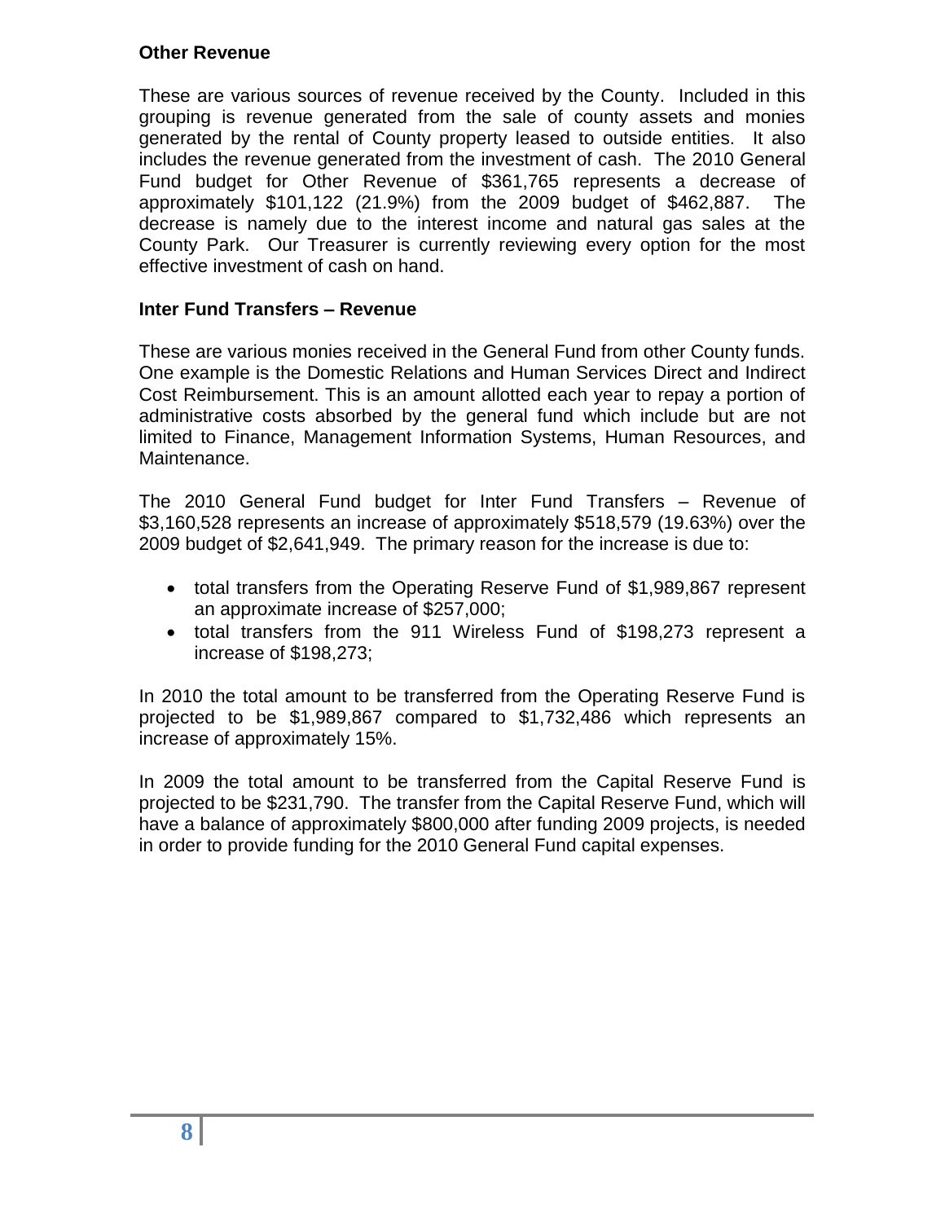**Other Revenue**

These are various sources of revenue received by the County. Included in this grouping is revenue generated from the sale of county assets and monies generated by the rental of County property leased to outside entities. It also includes the revenue generated from the investment of cash. The 2010 General Fund budget for Other Revenue of $361,765 represents a decrease of approximately $101,122 (21.9%) from the 2009 budget of $462,887. The decrease is namely due to the interest income and natural gas sales at the County Park. Our Treasurer is currently reviewing every option for the most effective investment of cash on hand.

**Inter Fund Transfers – Revenue**

These are various monies received in the General Fund from other County funds. One example is the Domestic Relations and Human Services Direct and Indirect Cost Reimbursement. This is an amount allotted each year to repay a portion of administrative costs absorbed by the general fund which include but are not limited to Finance, Management Information Systems, Human Resources, and Maintenance.

The 2010 General Fund budget for Inter Fund Transfers – Revenue of $3,160,528 represents an increase of approximately $518,579 (19.63%) over the 2009 budget of $2,641,949. The primary reason for the increase is due to:

- total transfers from the Operating Reserve Fund of $1,989,867 represent an approximate increase of $257,000;
- total transfers from the 911 Wireless Fund of $198,273 represent a increase of $198,273;

In 2010 the total amount to be transferred from the Operating Reserve Fund is projected to be $1,989,867 compared to $1,732,486 which represents an increase of approximately 15%.

In 2009 the total amount to be transferred from the Capital Reserve Fund is projected to be $231,790. The transfer from the Capital Reserve Fund, which will have a balance of approximately $800,000 after funding 2009 projects, is needed in order to provide funding for the 2010 General Fund capital expenses.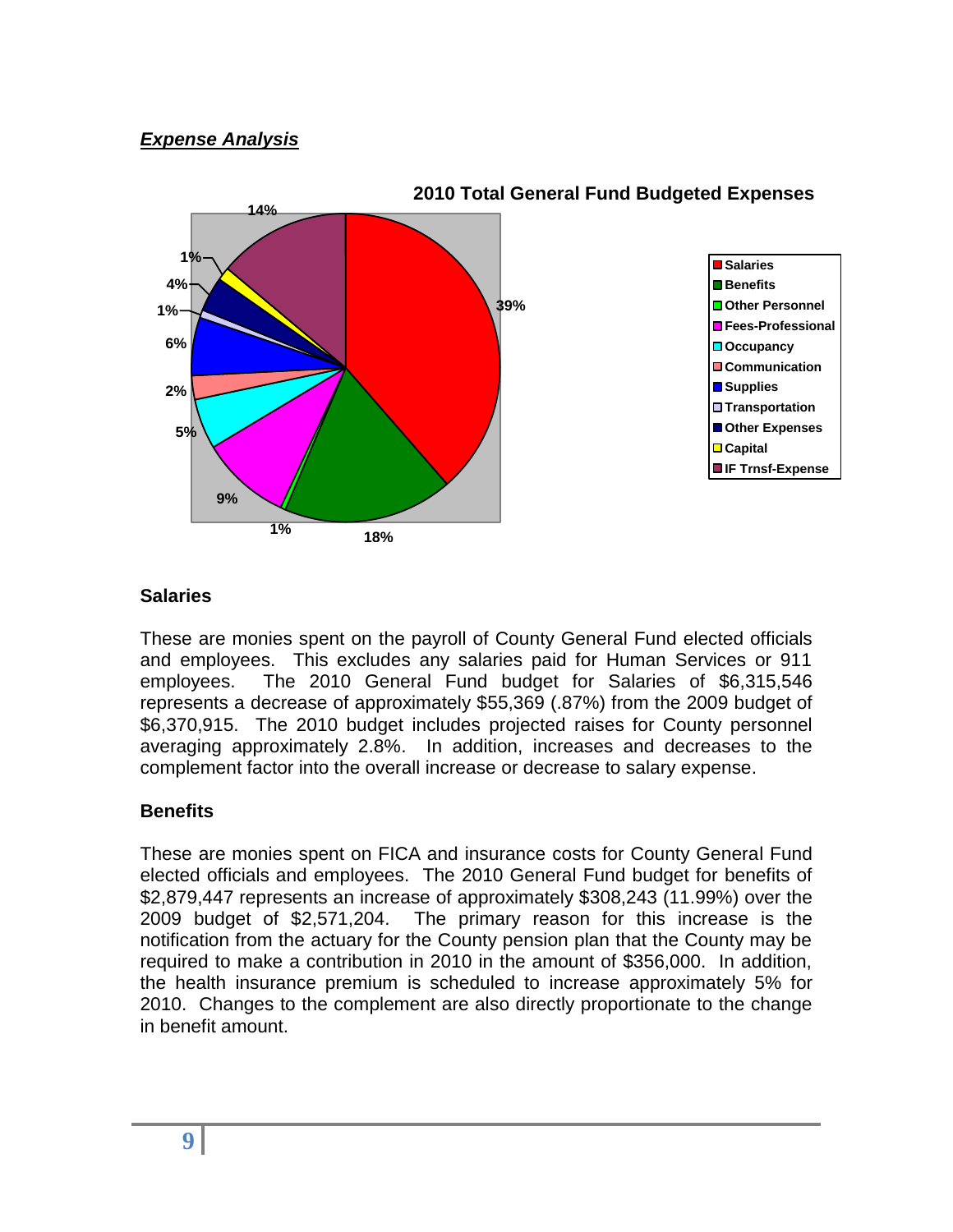## *Expense Analysis*

**2010 Total General Fund Budgeted Expenses**

| Category | Percent |
| --- | --- |
| Salaries | 39% |
| Benefits | 18% |
| Other Personnel | 1% |
| Fees-Professional | 9% |
| Occupancy | 5% |
| Communication | 2% |
| Supplies | 6% |
| Transportation | 1% |
| Other Expenses | 4% |
| Capital | 1% |
| IF Trnsf-Expense | 14% |

### Salaries

These are monies spent on the payroll of County General Fund elected officials and employees. This excludes any salaries paid for Human Services or 911 employees. The 2010 General Fund budget for Salaries of $6,315,546 represents a decrease of approximately $55,369 (.87%) from the 2009 budget of $6,370,915. The 2010 budget includes projected raises for County personnel averaging approximately 2.8%. In addition, increases and decreases to the complement factor into the overall increase or decrease to salary expense.

### Benefits

These are monies spent on FICA and insurance costs for County General Fund elected officials and employees. The 2010 General Fund budget for benefits of $2,879,447 represents an increase of approximately $308,243 (11.99%) over the 2009 budget of $2,571,204. The primary reason for this increase is the notification from the actuary for the County pension plan that the County may be required to make a contribution in 2010 in the amount of $356,000. In addition, the health insurance premium is scheduled to increase approximately 5% for 2010. Changes to the complement are also directly proportionate to the change in benefit amount.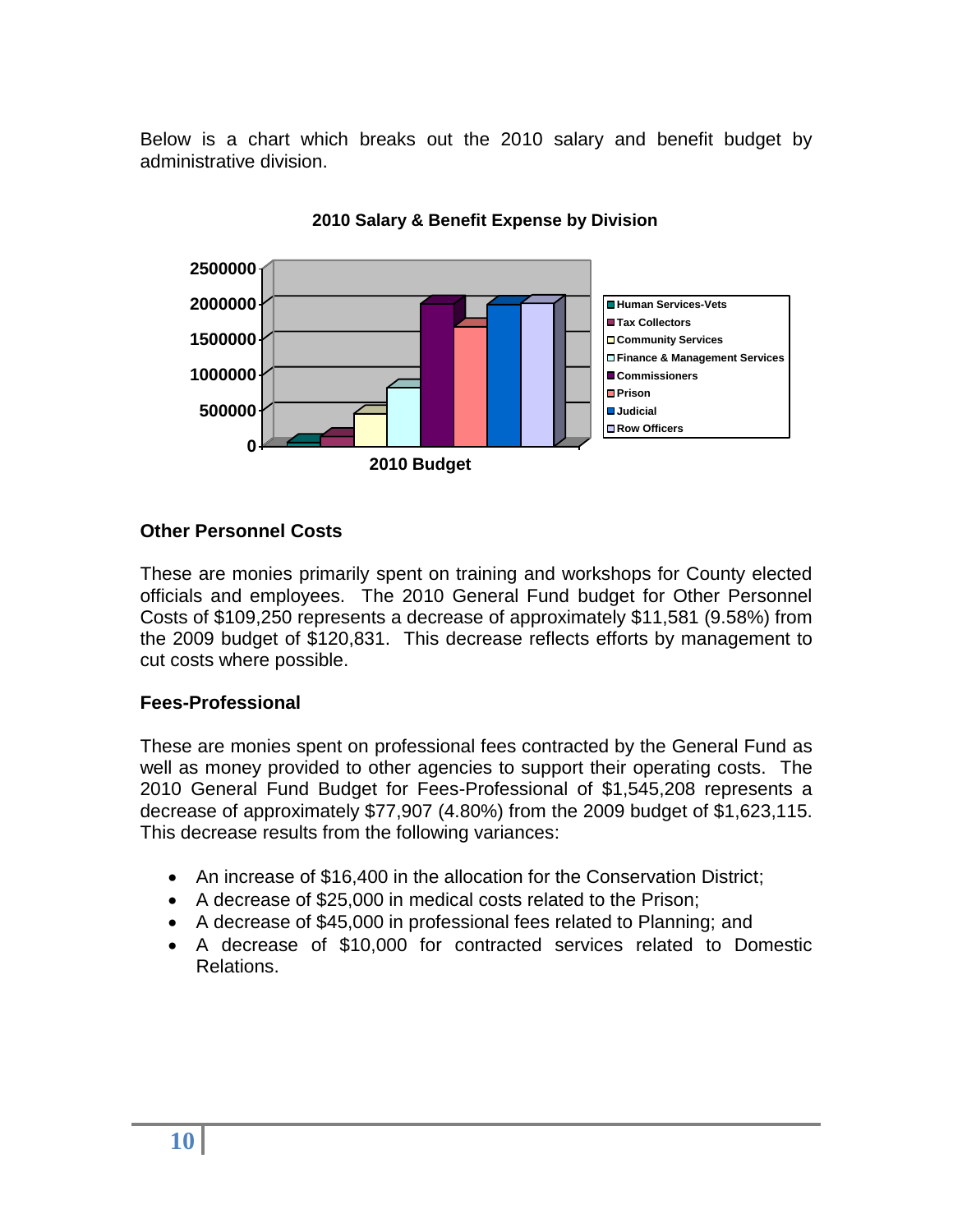Below is a chart which breaks out the 2010 salary and benefit budget by administrative division.

**2010 Salary & Benefit Expense by Division**

## Other Personnel Costs

These are monies primarily spent on training and workshops for County elected officials and employees. The 2010 General Fund budget for Other Personnel Costs of $109,250 represents a decrease of approximately $11,581 (9.58%) from the 2009 budget of $120,831. This decrease reflects efforts by management to cut costs where possible.

## Fees-Professional

These are monies spent on professional fees contracted by the General Fund as well as money provided to other agencies to support their operating costs. The 2010 General Fund Budget for Fees-Professional of $1,545,208 represents a decrease of approximately $77,907 (4.80%) from the 2009 budget of $1,623,115. This decrease results from the following variances:

- An increase of $16,400 in the allocation for the Conservation District;
- A decrease of $25,000 in medical costs related to the Prison;
- A decrease of $45,000 in professional fees related to Planning; and
- A decrease of $10,000 for contracted services related to Domestic Relations.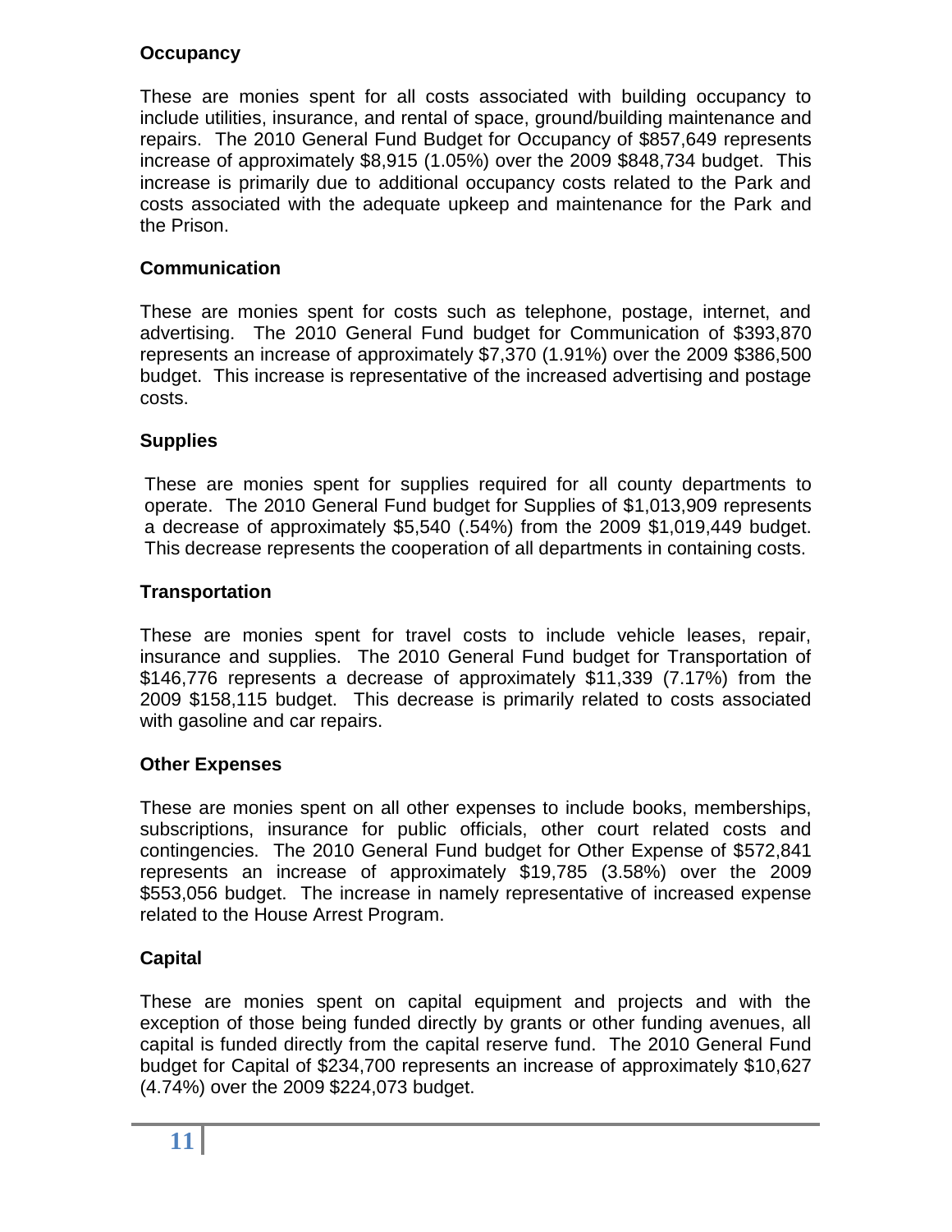### Occupancy

These are monies spent for all costs associated with building occupancy to include utilities, insurance, and rental of space, ground/building maintenance and repairs. The 2010 General Fund Budget for Occupancy of $857,649 represents increase of approximately $8,915 (1.05%) over the 2009 $848,734 budget. This increase is primarily due to additional occupancy costs related to the Park and costs associated with the adequate upkeep and maintenance for the Park and the Prison.

### Communication

These are monies spent for costs such as telephone, postage, internet, and advertising. The 2010 General Fund budget for Communication of $393,870 represents an increase of approximately $7,370 (1.91%) over the 2009 $386,500 budget. This increase is representative of the increased advertising and postage costs.

### Supplies

These are monies spent for supplies required for all county departments to operate. The 2010 General Fund budget for Supplies of $1,013,909 represents a decrease of approximately $5,540 (.54%) from the 2009 $1,019,449 budget. This decrease represents the cooperation of all departments in containing costs.

### Transportation

These are monies spent for travel costs to include vehicle leases, repair, insurance and supplies. The 2010 General Fund budget for Transportation of $146,776 represents a decrease of approximately $11,339 (7.17%) from the 2009 $158,115 budget. This decrease is primarily related to costs associated with gasoline and car repairs.

### Other Expenses

These are monies spent on all other expenses to include books, memberships, subscriptions, insurance for public officials, other court related costs and contingencies. The 2010 General Fund budget for Other Expense of $572,841 represents an increase of approximately $19,785 (3.58%) over the 2009 $553,056 budget. The increase in namely representative of increased expense related to the House Arrest Program.

### Capital

These are monies spent on capital equipment and projects and with the exception of those being funded directly by grants or other funding avenues, all capital is funded directly from the capital reserve fund. The 2010 General Fund budget for Capital of $234,700 represents an increase of approximately $10,627 (4.74%) over the 2009 $224,073 budget.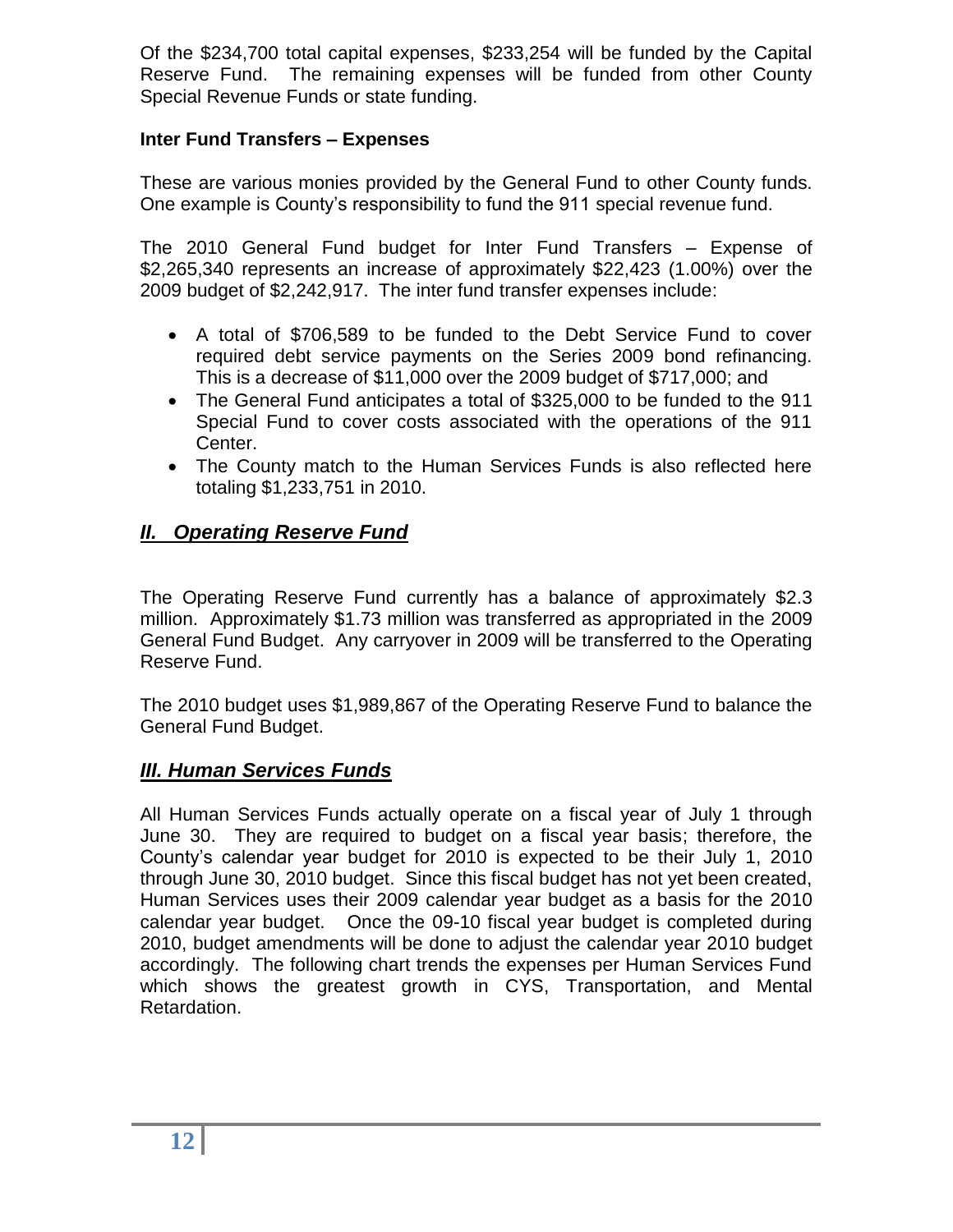Of the $234,700 total capital expenses, $233,254 will be funded by the Capital Reserve Fund. The remaining expenses will be funded from other County Special Revenue Funds or state funding.

**Inter Fund Transfers – Expenses**

These are various monies provided by the General Fund to other County funds. One example is County's responsibility to fund the 911 special revenue fund.

The 2010 General Fund budget for Inter Fund Transfers – Expense of $2,265,340 represents an increase of approximately $22,423 (1.00%) over the 2009 budget of $2,242,917. The inter fund transfer expenses include:

- A total of $706,589 to be funded to the Debt Service Fund to cover required debt service payments on the Series 2009 bond refinancing. This is a decrease of $11,000 over the 2009 budget of $717,000; and
- The General Fund anticipates a total of $325,000 to be funded to the 911 Special Fund to cover costs associated with the operations of the 911 Center.
- The County match to the Human Services Funds is also reflected here totaling $1,233,751 in 2010.

## *II. Operating Reserve Fund*

The Operating Reserve Fund currently has a balance of approximately $2.3 million. Approximately $1.73 million was transferred as appropriated in the 2009 General Fund Budget. Any carryover in 2009 will be transferred to the Operating Reserve Fund.

The 2010 budget uses $1,989,867 of the Operating Reserve Fund to balance the General Fund Budget.

## *III. Human Services Funds*

All Human Services Funds actually operate on a fiscal year of July 1 through June 30. They are required to budget on a fiscal year basis; therefore, the County's calendar year budget for 2010 is expected to be their July 1, 2010 through June 30, 2010 budget. Since this fiscal budget has not yet been created, Human Services uses their 2009 calendar year budget as a basis for the 2010 calendar year budget. Once the 09-10 fiscal year budget is completed during 2010, budget amendments will be done to adjust the calendar year 2010 budget accordingly. The following chart trends the expenses per Human Services Fund which shows the greatest growth in CYS, Transportation, and Mental Retardation.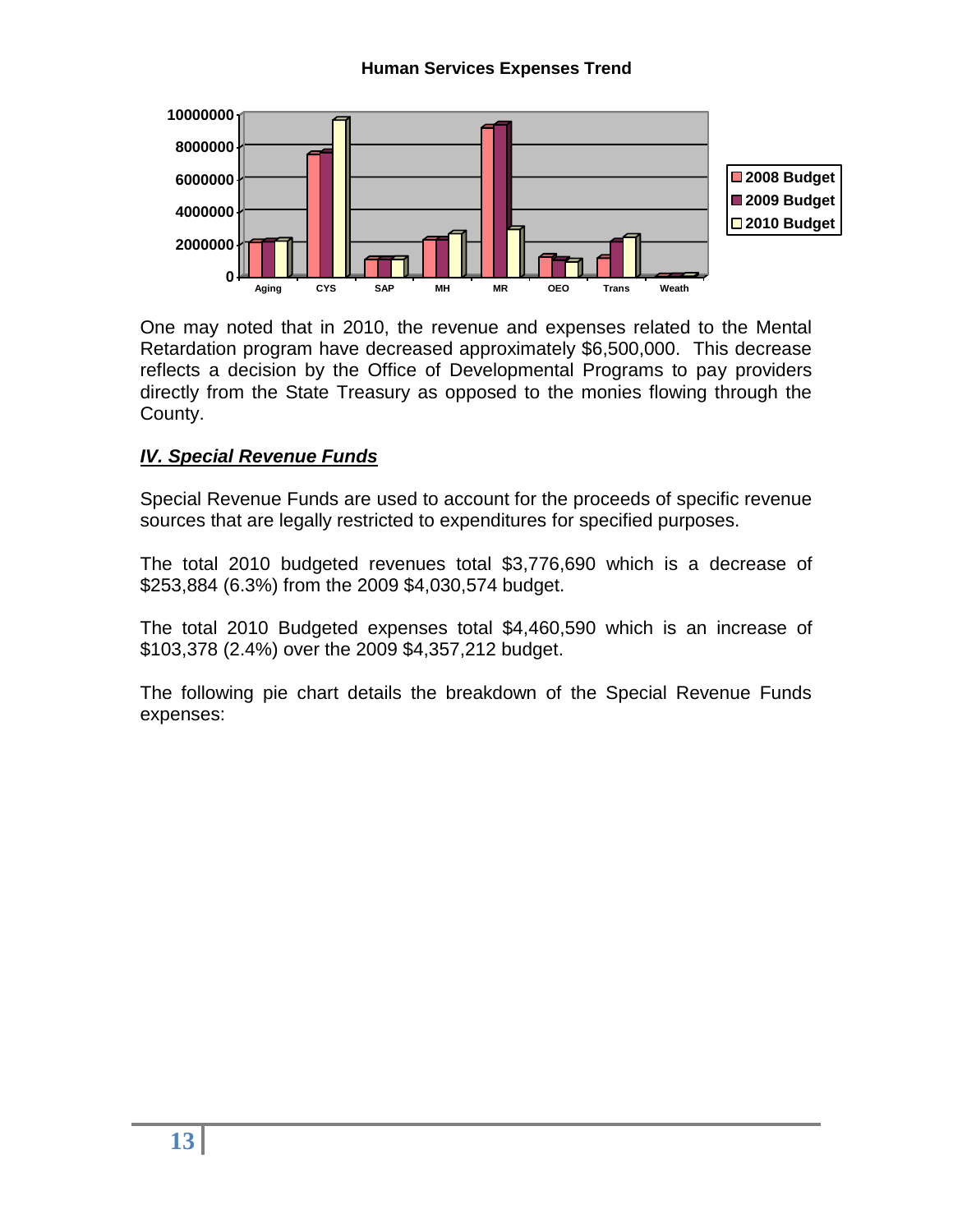**Human Services Expenses Trend**

One may noted that in 2010, the revenue and expenses related to the Mental Retardation program have decreased approximately $6,500,000. This decrease reflects a decision by the Office of Developmental Programs to pay providers directly from the State Treasury as opposed to the monies flowing through the County.

## *IV. Special Revenue Funds*

Special Revenue Funds are used to account for the proceeds of specific revenue sources that are legally restricted to expenditures for specified purposes.

The total 2010 budgeted revenues total $3,776,690 which is a decrease of $253,884 (6.3%) from the 2009 $4,030,574 budget.

The total 2010 Budgeted expenses total $4,460,590 which is an increase of $103,378 (2.4%) over the 2009 $4,357,212 budget.

The following pie chart details the breakdown of the Special Revenue Funds expenses: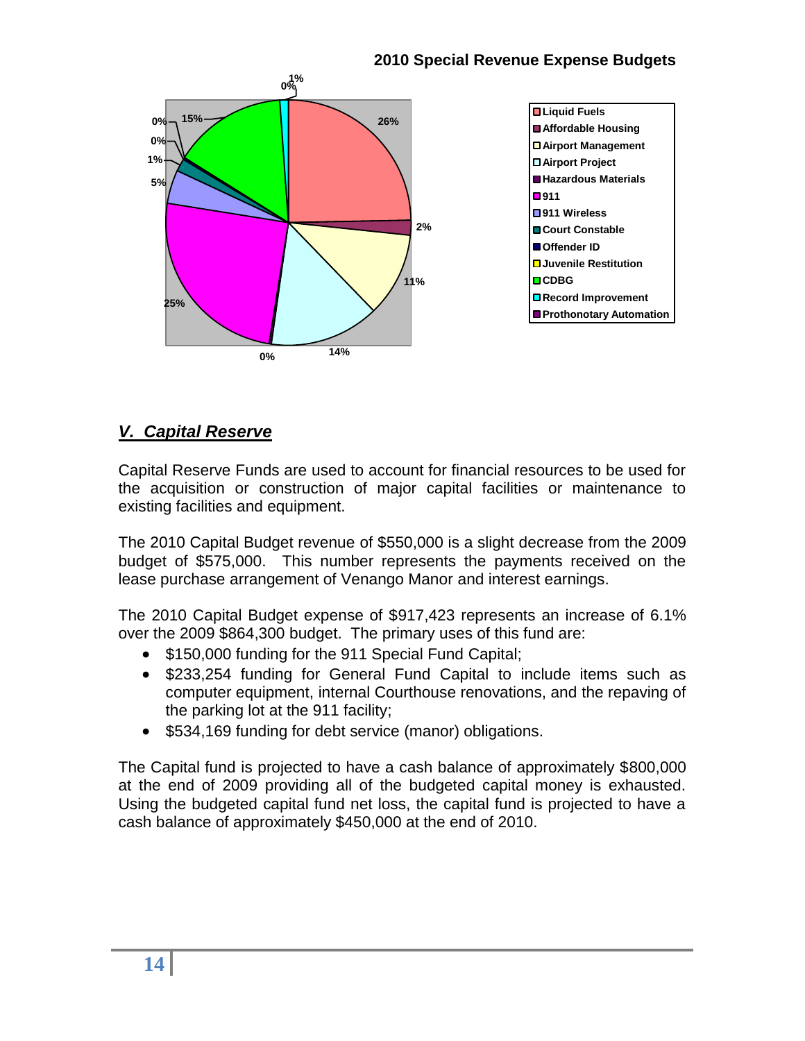**2010 Special Revenue Expense Budgets**

- Liquid Fuels
- Affordable Housing
- Airport Management
- Airport Project
- Hazardous Materials
- 911
- 911 Wireless
- Court Constable
- Offender ID
- Juvenile Restitution
- CDBG
- Record Improvement
- Prothonotary Automation

26%, 2%, 11%, 14%, 0%, 25%, 5%, 1%, 0%, 0%, 15%, 1%, 0%

## *V. Capital Reserve*

Capital Reserve Funds are used to account for financial resources to be used for the acquisition or construction of major capital facilities or maintenance to existing facilities and equipment.

The 2010 Capital Budget revenue of $550,000 is a slight decrease from the 2009 budget of $575,000. This number represents the payments received on the lease purchase arrangement of Venango Manor and interest earnings.

The 2010 Capital Budget expense of $917,423 represents an increase of 6.1% over the 2009 $864,300 budget. The primary uses of this fund are:

- $150,000 funding for the 911 Special Fund Capital;
- $233,254 funding for General Fund Capital to include items such as computer equipment, internal Courthouse renovations, and the repaving of the parking lot at the 911 facility;
- $534,169 funding for debt service (manor) obligations.

The Capital fund is projected to have a cash balance of approximately $800,000 at the end of 2009 providing all of the budgeted capital money is exhausted. Using the budgeted capital fund net loss, the capital fund is projected to have a cash balance of approximately $450,000 at the end of 2010.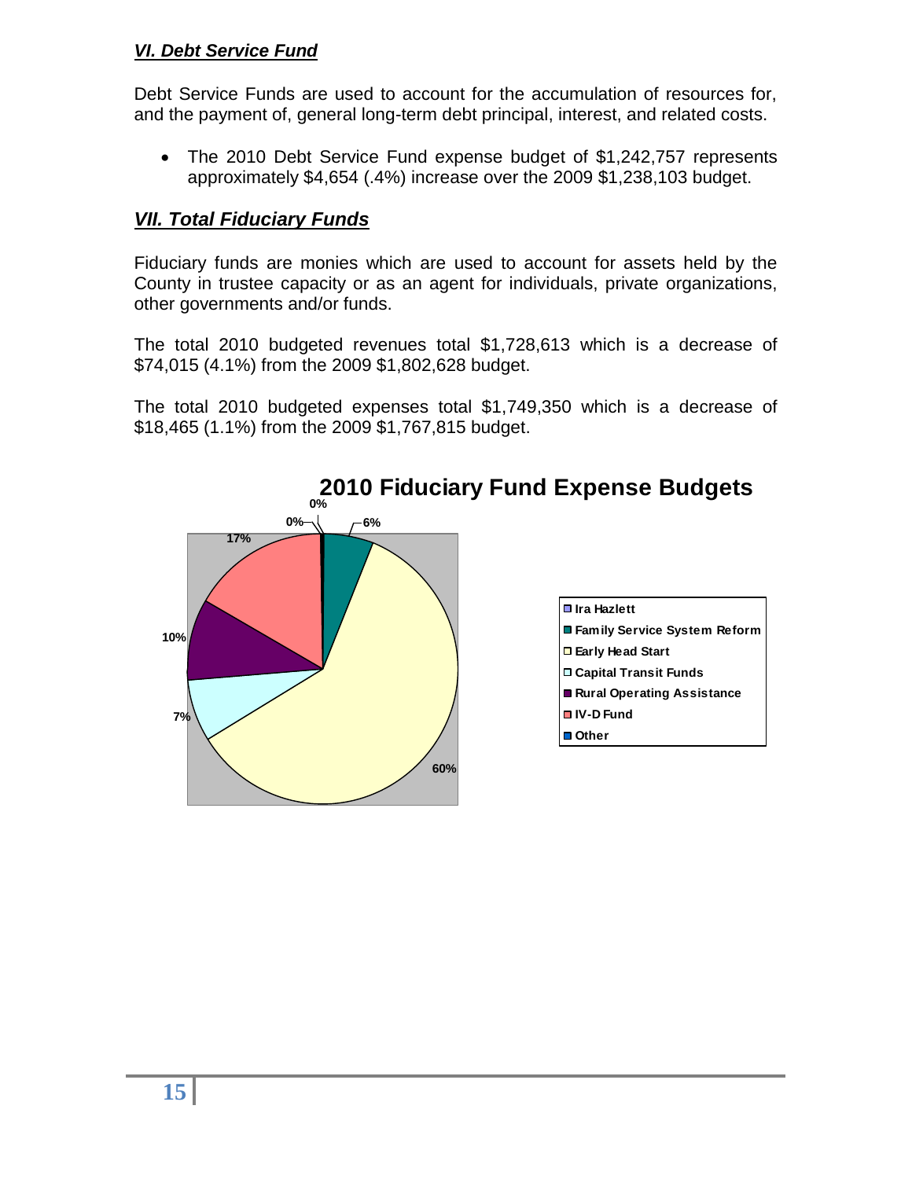### *VI. Debt Service Fund*

Debt Service Funds are used to account for the accumulation of resources for, and the payment of, general long-term debt principal, interest, and related costs.

- The 2010 Debt Service Fund expense budget of $1,242,757 represents approximately $4,654 (.4%) increase over the 2009 $1,238,103 budget.

## *VII. Total Fiduciary Funds*

Fiduciary funds are monies which are used to account for assets held by the County in trustee capacity or as an agent for individuals, private organizations, other governments and/or funds.

The total 2010 budgeted revenues total $1,728,613 which is a decrease of $74,015 (4.1%) from the 2009 $1,802,628 budget.

The total 2010 budgeted expenses total $1,749,350 which is a decrease of $18,465 (1.1%) from the 2009 $1,767,815 budget.

**2010 Fiduciary Fund Expense Budgets**

0%
0%
6%
17%
10%
7%
60%

Ira Hazlett
Family Service System Reform
Early Head Start
Capital Transit Funds
Rural Operating Assistance
IV-D Fund
Other